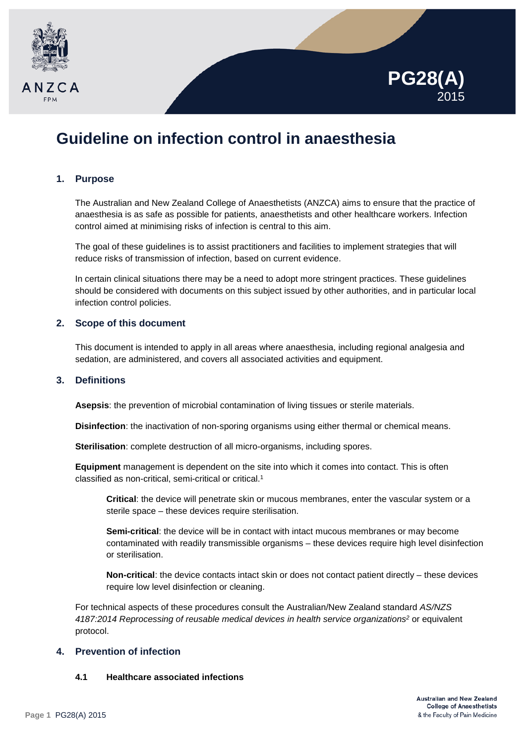# PG28(A) 2015

# Guideline on infection control in anaesthesia

## 1. Purpose

The Australian and New Zealand College of Anaesthetists (ANZCA) aims to ensure that the practice of anaesthesia is as safe as possible for patients, anaesthetists and other healthcare workers. Infection control aimed at minimising risks of infection is central to this aim.

The goal of these guidelines is to assist practitioners and facilities to implement strategies that will reduce risks of transmission of infection, based on current evidence.

In certain clinical situations there may be a need to adopt more stringent practices. These guidelines should be considered with documents on this subject issued by other authorities, and in particular local infection control policies.

## 2. Scope of this document

This document is intended to apply in all areas where anaesthesia, including regional analgesia and sedation, are administered, and covers all associated activities and equipment.

## 3. Definitions

**Asepsis**: the prevention of microbial contamination of living tissues or sterile materials.

**Disinfection**: the inactivation of non-sporing organisms using either thermal or chemical means.

**Sterilisation**: complete destruction of all micro-organisms, including spores.

**Equipment** management is dependent on the site into which it comes into contact. This is often classified as non-critical, semi-critical or critical.[1]

> **Critical**: the device will penetrate skin or mucous membranes, enter the vascular system or a sterile space – these devices require sterilisation.
>
> **Semi-critical**: the device will be in contact with intact mucous membranes or may become contaminated with readily transmissible organisms – these devices require high level disinfection or sterilisation.
>
> **Non-critical**: the device contacts intact skin or does not contact patient directly – these devices require low level disinfection or cleaning.

For technical aspects of these procedures consult the Australian/New Zealand standard *AS/NZS 4187:2014 Reprocessing of reusable medical devices in health service organizations*[2] or equivalent protocol.

## 4. Prevention of infection

### 4.1 Healthcare associated infections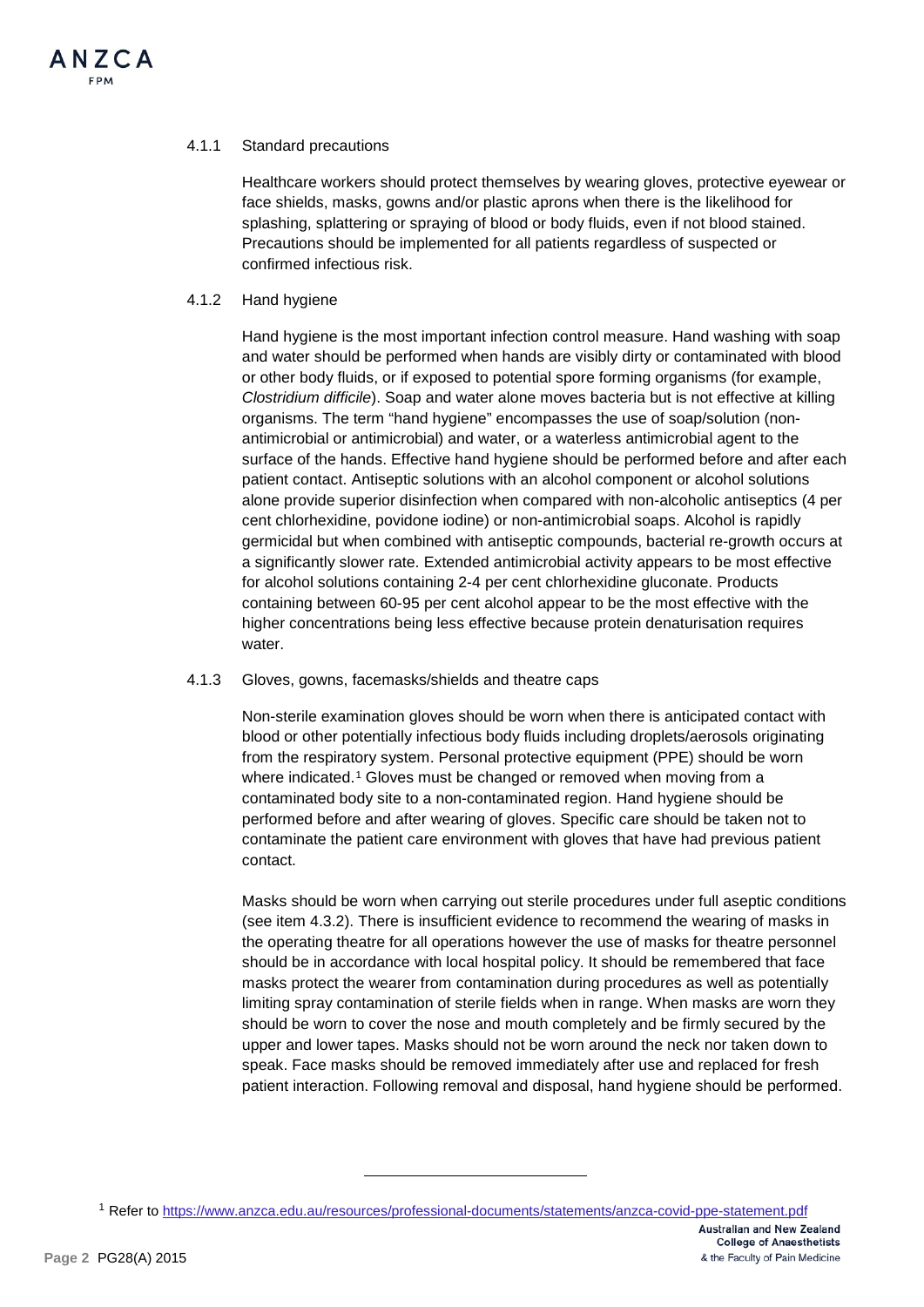#### 4.1.1 Standard precautions

Healthcare workers should protect themselves by wearing gloves, protective eyewear or face shields, masks, gowns and/or plastic aprons when there is the likelihood for splashing, splattering or spraying of blood or body fluids, even if not blood stained. Precautions should be implemented for all patients regardless of suspected or confirmed infectious risk.

#### 4.1.2 Hand hygiene

Hand hygiene is the most important infection control measure. Hand washing with soap and water should be performed when hands are visibly dirty or contaminated with blood or other body fluids, or if exposed to potential spore forming organisms (for example, *Clostridium difficile*). Soap and water alone moves bacteria but is not effective at killing organisms. The term "hand hygiene" encompasses the use of soap/solution (non-antimicrobial or antimicrobial) and water, or a waterless antimicrobial agent to the surface of the hands. Effective hand hygiene should be performed before and after each patient contact. Antiseptic solutions with an alcohol component or alcohol solutions alone provide superior disinfection when compared with non-alcoholic antiseptics (4 per cent chlorhexidine, povidone iodine) or non-antimicrobial soaps. Alcohol is rapidly germicidal but when combined with antiseptic compounds, bacterial re-growth occurs at a significantly slower rate. Extended antimicrobial activity appears to be most effective for alcohol solutions containing 2-4 per cent chlorhexidine gluconate. Products containing between 60-95 per cent alcohol appear to be the most effective with the higher concentrations being less effective because protein denaturisation requires water.

#### 4.1.3 Gloves, gowns, facemasks/shields and theatre caps

Non-sterile examination gloves should be worn when there is anticipated contact with blood or other potentially infectious body fluids including droplets/aerosols originating from the respiratory system. Personal protective equipment (PPE) should be worn where indicated.[1] Gloves must be changed or removed when moving from a contaminated body site to a non-contaminated region. Hand hygiene should be performed before and after wearing of gloves. Specific care should be taken not to contaminate the patient care environment with gloves that have had previous patient contact.

Masks should be worn when carrying out sterile procedures under full aseptic conditions (see item 4.3.2). There is insufficient evidence to recommend the wearing of masks in the operating theatre for all operations however the use of masks for theatre personnel should be in accordance with local hospital policy. It should be remembered that face masks protect the wearer from contamination during procedures as well as potentially limiting spray contamination of sterile fields when in range. When masks are worn they should be worn to cover the nose and mouth completely and be firmly secured by the upper and lower tapes. Masks should not be worn around the neck nor taken down to speak. Face masks should be removed immediately after use and replaced for fresh patient interaction. Following removal and disposal, hand hygiene should be performed.

---

[1] Refer to https://www.anzca.edu.au/resources/professional-documents/statements/anzca-covid-ppe-statement.pdf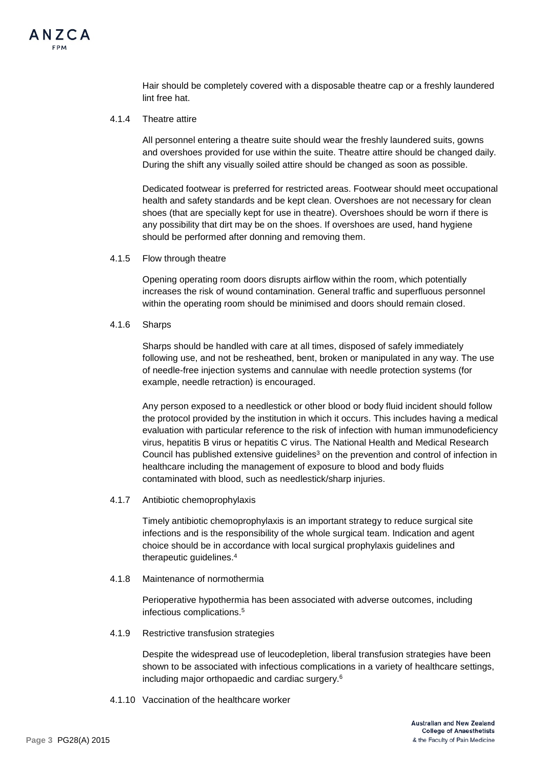Hair should be completely covered with a disposable theatre cap or a freshly laundered lint free hat.

#### 4.1.4 Theatre attire

All personnel entering a theatre suite should wear the freshly laundered suits, gowns and overshoes provided for use within the suite. Theatre attire should be changed daily. During the shift any visually soiled attire should be changed as soon as possible.

Dedicated footwear is preferred for restricted areas. Footwear should meet occupational health and safety standards and be kept clean. Overshoes are not necessary for clean shoes (that are specially kept for use in theatre). Overshoes should be worn if there is any possibility that dirt may be on the shoes. If overshoes are used, hand hygiene should be performed after donning and removing them.

#### 4.1.5 Flow through theatre

Opening operating room doors disrupts airflow within the room, which potentially increases the risk of wound contamination. General traffic and superfluous personnel within the operating room should be minimised and doors should remain closed.

#### 4.1.6 Sharps

Sharps should be handled with care at all times, disposed of safely immediately following use, and not be resheathed, bent, broken or manipulated in any way. The use of needle-free injection systems and cannulae with needle protection systems (for example, needle retraction) is encouraged.

Any person exposed to a needlestick or other blood or body fluid incident should follow the protocol provided by the institution in which it occurs. This includes having a medical evaluation with particular reference to the risk of infection with human immunodeficiency virus, hepatitis B virus or hepatitis C virus. The National Health and Medical Research Council has published extensive guidelines[3] on the prevention and control of infection in healthcare including the management of exposure to blood and body fluids contaminated with blood, such as needlestick/sharp injuries.

#### 4.1.7 Antibiotic chemoprophylaxis

Timely antibiotic chemoprophylaxis is an important strategy to reduce surgical site infections and is the responsibility of the whole surgical team. Indication and agent choice should be in accordance with local surgical prophylaxis guidelines and therapeutic guidelines.[4]

#### 4.1.8 Maintenance of normothermia

Perioperative hypothermia has been associated with adverse outcomes, including infectious complications.[5]

#### 4.1.9 Restrictive transfusion strategies

Despite the widespread use of leucodepletion, liberal transfusion strategies have been shown to be associated with infectious complications in a variety of healthcare settings, including major orthopaedic and cardiac surgery.[6]

#### 4.1.10 Vaccination of the healthcare worker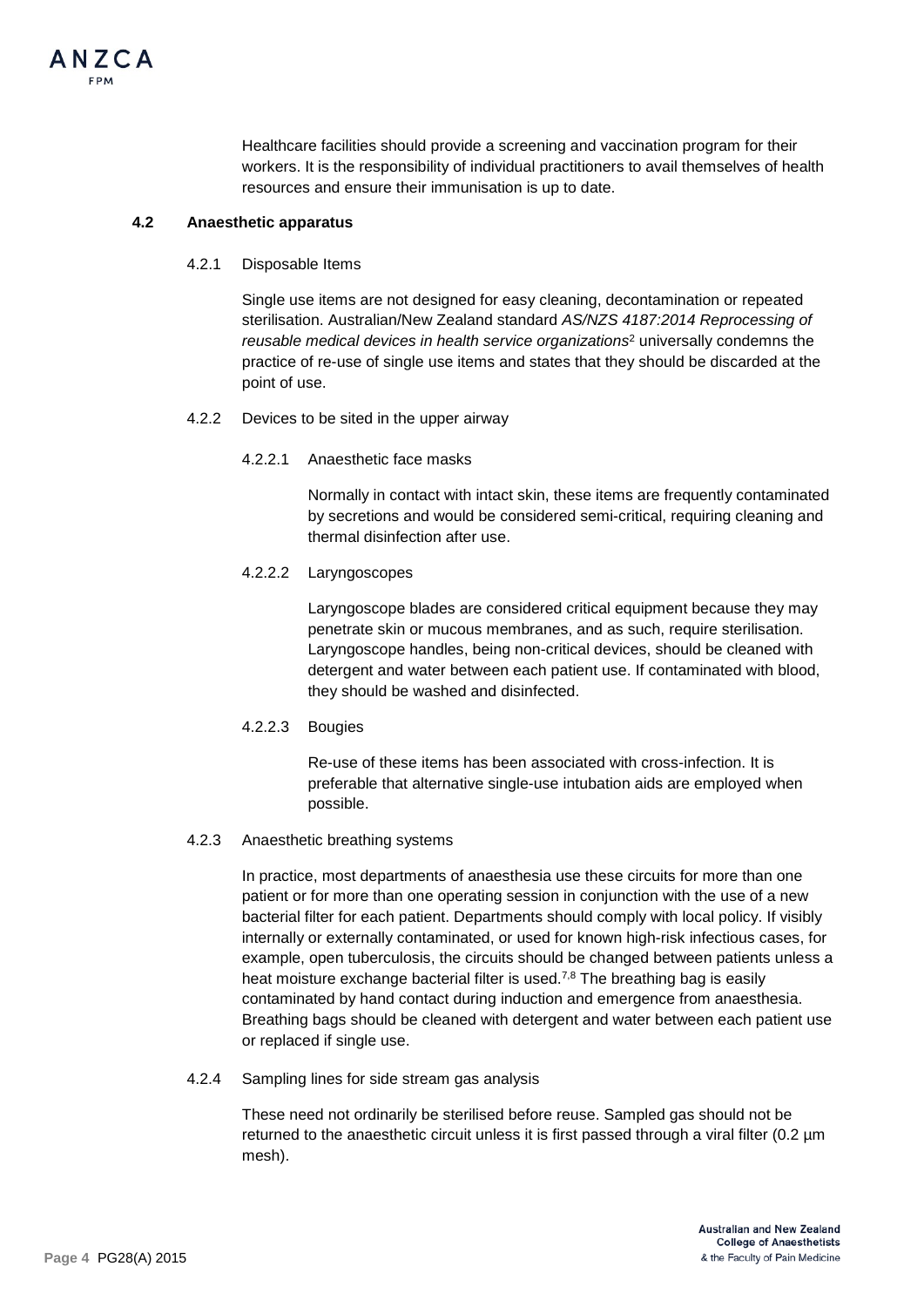Healthcare facilities should provide a screening and vaccination program for their workers. It is the responsibility of individual practitioners to avail themselves of health resources and ensure their immunisation is up to date.

### 4.2 Anaesthetic apparatus

#### 4.2.1 Disposable Items

Single use items are not designed for easy cleaning, decontamination or repeated sterilisation. Australian/New Zealand standard *AS/NZS 4187:2014 Reprocessing of reusable medical devices in health service organizations*[2] universally condemns the practice of re-use of single use items and states that they should be discarded at the point of use.

#### 4.2.2 Devices to be sited in the upper airway

##### 4.2.2.1 Anaesthetic face masks

Normally in contact with intact skin, these items are frequently contaminated by secretions and would be considered semi-critical, requiring cleaning and thermal disinfection after use.

##### 4.2.2.2 Laryngoscopes

Laryngoscope blades are considered critical equipment because they may penetrate skin or mucous membranes, and as such, require sterilisation. Laryngoscope handles, being non-critical devices, should be cleaned with detergent and water between each patient use. If contaminated with blood, they should be washed and disinfected.

##### 4.2.2.3 Bougies

Re-use of these items has been associated with cross-infection. It is preferable that alternative single-use intubation aids are employed when possible.

#### 4.2.3 Anaesthetic breathing systems

In practice, most departments of anaesthesia use these circuits for more than one patient or for more than one operating session in conjunction with the use of a new bacterial filter for each patient. Departments should comply with local policy. If visibly internally or externally contaminated, or used for known high-risk infectious cases, for example, open tuberculosis, the circuits should be changed between patients unless a heat moisture exchange bacterial filter is used.[7,8] The breathing bag is easily contaminated by hand contact during induction and emergence from anaesthesia. Breathing bags should be cleaned with detergent and water between each patient use or replaced if single use.

#### 4.2.4 Sampling lines for side stream gas analysis

These need not ordinarily be sterilised before reuse. Sampled gas should not be returned to the anaesthetic circuit unless it is first passed through a viral filter (0.2 µm mesh).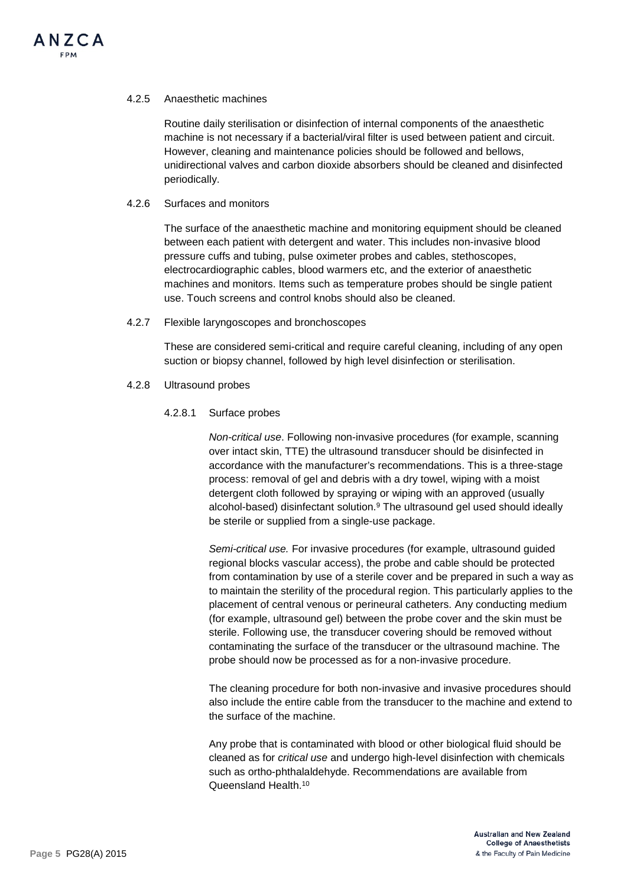#### 4.2.5 Anaesthetic machines

Routine daily sterilisation or disinfection of internal components of the anaesthetic machine is not necessary if a bacterial/viral filter is used between patient and circuit. However, cleaning and maintenance policies should be followed and bellows, unidirectional valves and carbon dioxide absorbers should be cleaned and disinfected periodically.

#### 4.2.6 Surfaces and monitors

The surface of the anaesthetic machine and monitoring equipment should be cleaned between each patient with detergent and water. This includes non-invasive blood pressure cuffs and tubing, pulse oximeter probes and cables, stethoscopes, electrocardiographic cables, blood warmers etc, and the exterior of anaesthetic machines and monitors. Items such as temperature probes should be single patient use. Touch screens and control knobs should also be cleaned.

#### 4.2.7 Flexible laryngoscopes and bronchoscopes

These are considered semi-critical and require careful cleaning, including of any open suction or biopsy channel, followed by high level disinfection or sterilisation.

#### 4.2.8 Ultrasound probes

##### 4.2.8.1 Surface probes

*Non-critical use*. Following non-invasive procedures (for example, scanning over intact skin, TTE) the ultrasound transducer should be disinfected in accordance with the manufacturer's recommendations. This is a three-stage process: removal of gel and debris with a dry towel, wiping with a moist detergent cloth followed by spraying or wiping with an approved (usually alcohol-based) disinfectant solution.[9] The ultrasound gel used should ideally be sterile or supplied from a single-use package.

*Semi-critical use.* For invasive procedures (for example, ultrasound guided regional blocks vascular access), the probe and cable should be protected from contamination by use of a sterile cover and be prepared in such a way as to maintain the sterility of the procedural region. This particularly applies to the placement of central venous or perineural catheters. Any conducting medium (for example, ultrasound gel) between the probe cover and the skin must be sterile. Following use, the transducer covering should be removed without contaminating the surface of the transducer or the ultrasound machine. The probe should now be processed as for a non-invasive procedure.

The cleaning procedure for both non-invasive and invasive procedures should also include the entire cable from the transducer to the machine and extend to the surface of the machine.

Any probe that is contaminated with blood or other biological fluid should be cleaned as for *critical use* and undergo high-level disinfection with chemicals such as ortho-phthalaldehyde. Recommendations are available from Queensland Health.[10]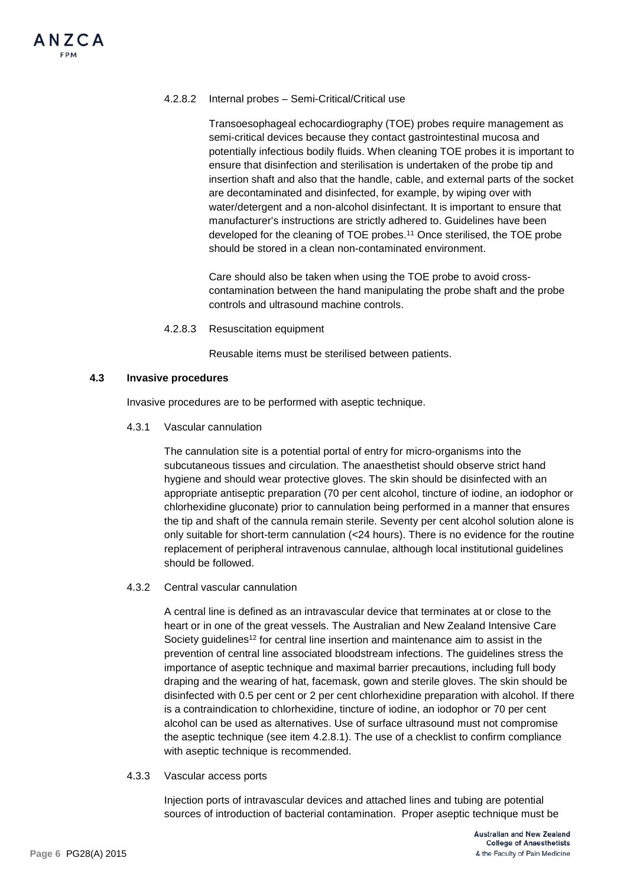#### 4.2.8.2 Internal probes – Semi-Critical/Critical use

Transoesophageal echocardiography (TOE) probes require management as semi-critical devices because they contact gastrointestinal mucosa and potentially infectious bodily fluids. When cleaning TOE probes it is important to ensure that disinfection and sterilisation is undertaken of the probe tip and insertion shaft and also that the handle, cable, and external parts of the socket are decontaminated and disinfected, for example, by wiping over with water/detergent and a non-alcohol disinfectant. It is important to ensure that manufacturer's instructions are strictly adhered to. Guidelines have been developed for the cleaning of TOE probes.[11] Once sterilised, the TOE probe should be stored in a clean non-contaminated environment.

Care should also be taken when using the TOE probe to avoid cross-contamination between the hand manipulating the probe shaft and the probe controls and ultrasound machine controls.

#### 4.2.8.3 Resuscitation equipment

Reusable items must be sterilised between patients.

### 4.3 Invasive procedures

Invasive procedures are to be performed with aseptic technique.

#### 4.3.1 Vascular cannulation

The cannulation site is a potential portal of entry for micro-organisms into the subcutaneous tissues and circulation. The anaesthetist should observe strict hand hygiene and should wear protective gloves. The skin should be disinfected with an appropriate antiseptic preparation (70 per cent alcohol, tincture of iodine, an iodophor or chlorhexidine gluconate) prior to cannulation being performed in a manner that ensures the tip and shaft of the cannula remain sterile. Seventy per cent alcohol solution alone is only suitable for short-term cannulation (<24 hours). There is no evidence for the routine replacement of peripheral intravenous cannulae, although local institutional guidelines should be followed.

#### 4.3.2 Central vascular cannulation

A central line is defined as an intravascular device that terminates at or close to the heart or in one of the great vessels. The Australian and New Zealand Intensive Care Society guidelines[12] for central line insertion and maintenance aim to assist in the prevention of central line associated bloodstream infections. The guidelines stress the importance of aseptic technique and maximal barrier precautions, including full body draping and the wearing of hat, facemask, gown and sterile gloves. The skin should be disinfected with 0.5 per cent or 2 per cent chlorhexidine preparation with alcohol. If there is a contraindication to chlorhexidine, tincture of iodine, an iodophor or 70 per cent alcohol can be used as alternatives. Use of surface ultrasound must not compromise the aseptic technique (see item 4.2.8.1). The use of a checklist to confirm compliance with aseptic technique is recommended.

#### 4.3.3 Vascular access ports

Injection ports of intravascular devices and attached lines and tubing are potential sources of introduction of bacterial contamination. Proper aseptic technique must be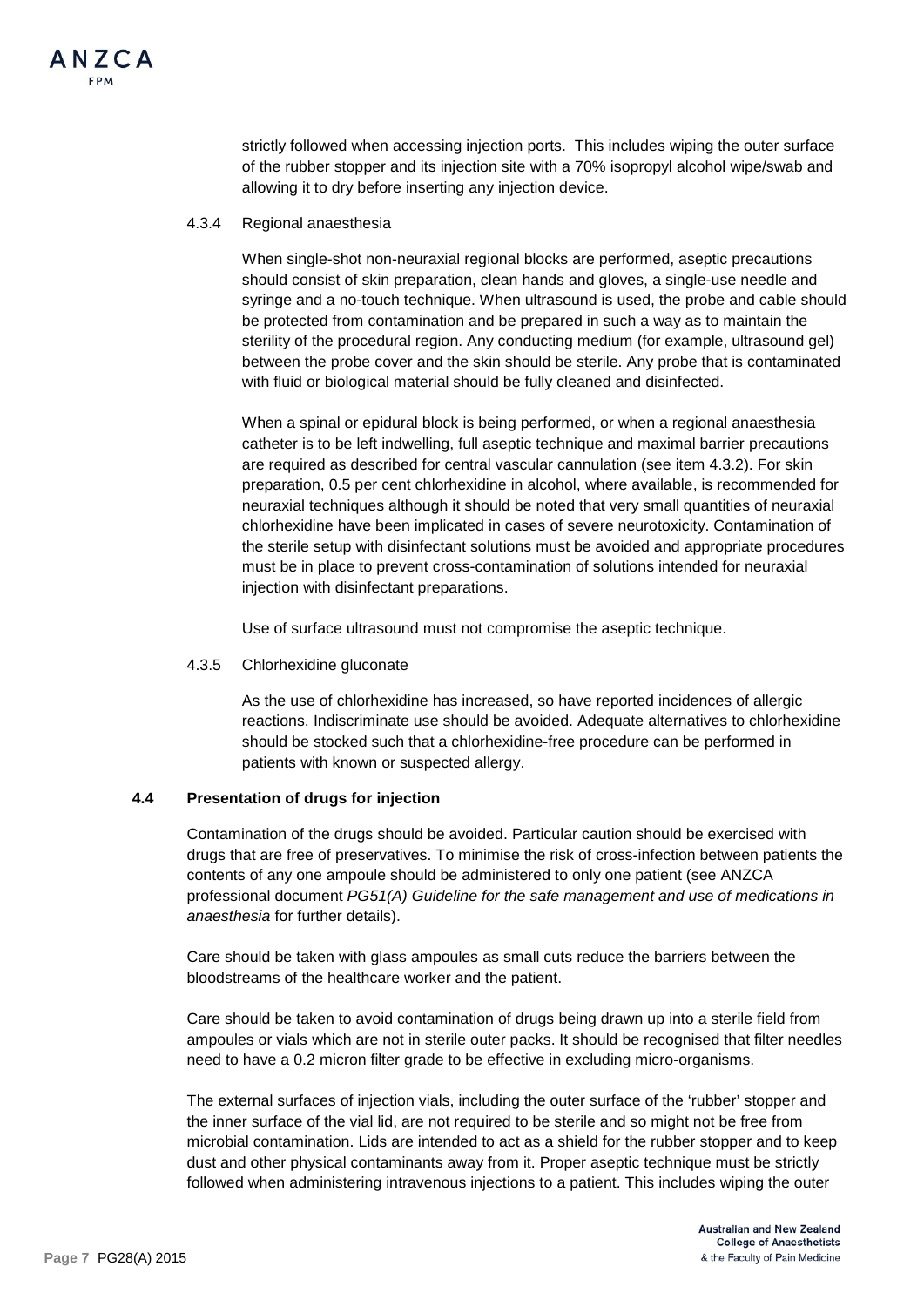strictly followed when accessing injection ports. This includes wiping the outer surface of the rubber stopper and its injection site with a 70% isopropyl alcohol wipe/swab and allowing it to dry before inserting any injection device.

#### 4.3.4 Regional anaesthesia

When single-shot non-neuraxial regional blocks are performed, aseptic precautions should consist of skin preparation, clean hands and gloves, a single-use needle and syringe and a no-touch technique. When ultrasound is used, the probe and cable should be protected from contamination and be prepared in such a way as to maintain the sterility of the procedural region. Any conducting medium (for example, ultrasound gel) between the probe cover and the skin should be sterile. Any probe that is contaminated with fluid or biological material should be fully cleaned and disinfected.

When a spinal or epidural block is being performed, or when a regional anaesthesia catheter is to be left indwelling, full aseptic technique and maximal barrier precautions are required as described for central vascular cannulation (see item 4.3.2). For skin preparation, 0.5 per cent chlorhexidine in alcohol, where available, is recommended for neuraxial techniques although it should be noted that very small quantities of neuraxial chlorhexidine have been implicated in cases of severe neurotoxicity. Contamination of the sterile setup with disinfectant solutions must be avoided and appropriate procedures must be in place to prevent cross-contamination of solutions intended for neuraxial injection with disinfectant preparations.

Use of surface ultrasound must not compromise the aseptic technique.

#### 4.3.5 Chlorhexidine gluconate

As the use of chlorhexidine has increased, so have reported incidences of allergic reactions. Indiscriminate use should be avoided. Adequate alternatives to chlorhexidine should be stocked such that a chlorhexidine-free procedure can be performed in patients with known or suspected allergy.

### 4.4 Presentation of drugs for injection

Contamination of the drugs should be avoided. Particular caution should be exercised with drugs that are free of preservatives. To minimise the risk of cross-infection between patients the contents of any one ampoule should be administered to only one patient (see ANZCA professional document *PG51(A) Guideline for the safe management and use of medications in anaesthesia* for further details).

Care should be taken with glass ampoules as small cuts reduce the barriers between the bloodstreams of the healthcare worker and the patient.

Care should be taken to avoid contamination of drugs being drawn up into a sterile field from ampoules or vials which are not in sterile outer packs. It should be recognised that filter needles need to have a 0.2 micron filter grade to be effective in excluding micro-organisms.

The external surfaces of injection vials, including the outer surface of the 'rubber' stopper and the inner surface of the vial lid, are not required to be sterile and so might not be free from microbial contamination. Lids are intended to act as a shield for the rubber stopper and to keep dust and other physical contaminants away from it. Proper aseptic technique must be strictly followed when administering intravenous injections to a patient. This includes wiping the outer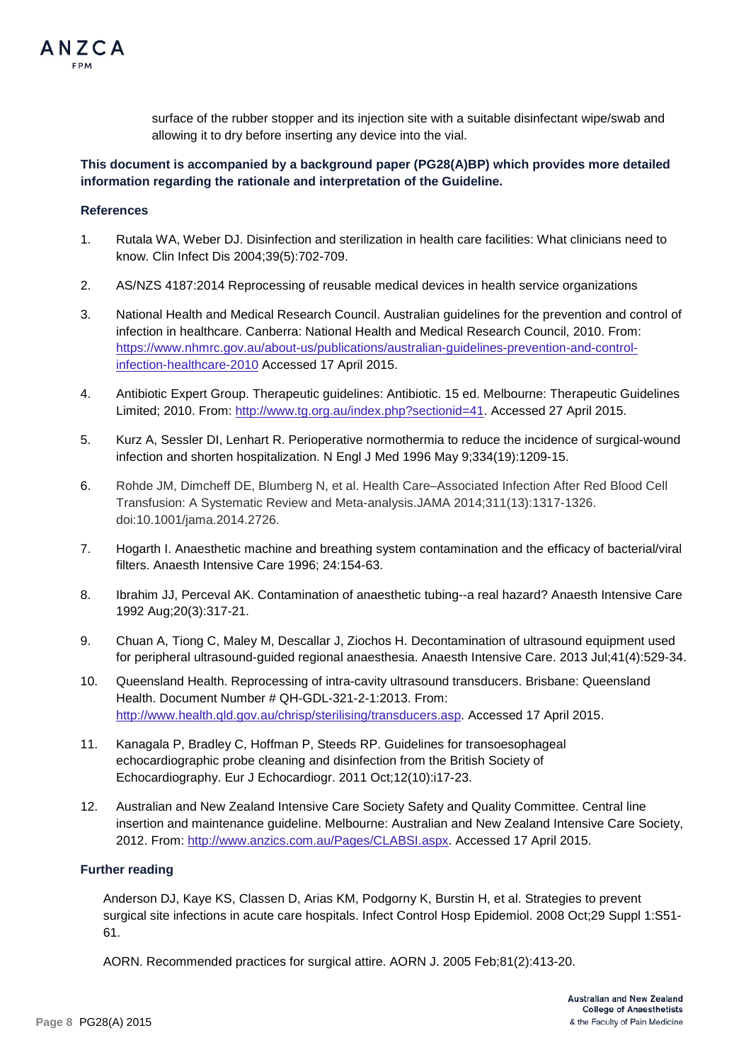surface of the rubber stopper and its injection site with a suitable disinfectant wipe/swab and allowing it to dry before inserting any device into the vial.

**This document is accompanied by a background paper (PG28(A)BP) which provides more detailed information regarding the rationale and interpretation of the Guideline.**

### References

1. Rutala WA, Weber DJ. Disinfection and sterilization in health care facilities: What clinicians need to know. Clin Infect Dis 2004;39(5):702-709.
2. AS/NZS 4187:2014 Reprocessing of reusable medical devices in health service organizations
3. National Health and Medical Research Council. Australian guidelines for the prevention and control of infection in healthcare. Canberra: National Health and Medical Research Council, 2010. From: https://www.nhmrc.gov.au/about-us/publications/australian-guidelines-prevention-and-control-infection-healthcare-2010 Accessed 17 April 2015.
4. Antibiotic Expert Group. Therapeutic guidelines: Antibiotic. 15 ed. Melbourne: Therapeutic Guidelines Limited; 2010. From: http://www.tg.org.au/index.php?sectionid=41. Accessed 27 April 2015.
5. Kurz A, Sessler DI, Lenhart R. Perioperative normothermia to reduce the incidence of surgical-wound infection and shorten hospitalization. N Engl J Med 1996 May 9;334(19):1209-15.
6. Rohde JM, Dimcheff DE, Blumberg N, et al. Health Care–Associated Infection After Red Blood Cell Transfusion: A Systematic Review and Meta-analysis.JAMA 2014;311(13):1317-1326. doi:10.1001/jama.2014.2726.
7. Hogarth I. Anaesthetic machine and breathing system contamination and the efficacy of bacterial/viral filters. Anaesth Intensive Care 1996; 24:154-63.
8. Ibrahim JJ, Perceval AK. Contamination of anaesthetic tubing--a real hazard? Anaesth Intensive Care 1992 Aug;20(3):317-21.
9. Chuan A, Tiong C, Maley M, Descallar J, Ziochos H. Decontamination of ultrasound equipment used for peripheral ultrasound-guided regional anaesthesia. Anaesth Intensive Care. 2013 Jul;41(4):529-34.
10. Queensland Health. Reprocessing of intra-cavity ultrasound transducers. Brisbane: Queensland Health. Document Number # QH-GDL-321-2-1:2013. From: http://www.health.qld.gov.au/chrisp/sterilising/transducers.asp. Accessed 17 April 2015.
11. Kanagala P, Bradley C, Hoffman P, Steeds RP. Guidelines for transoesophageal echocardiographic probe cleaning and disinfection from the British Society of Echocardiography. Eur J Echocardiogr. 2011 Oct;12(10):i17-23.
12. Australian and New Zealand Intensive Care Society Safety and Quality Committee. Central line insertion and maintenance guideline. Melbourne: Australian and New Zealand Intensive Care Society, 2012. From: http://www.anzics.com.au/Pages/CLABSI.aspx. Accessed 17 April 2015.

### Further reading

Anderson DJ, Kaye KS, Classen D, Arias KM, Podgorny K, Burstin H, et al. Strategies to prevent surgical site infections in acute care hospitals. Infect Control Hosp Epidemiol. 2008 Oct;29 Suppl 1:S51-61.

AORN. Recommended practices for surgical attire. AORN J. 2005 Feb;81(2):413-20.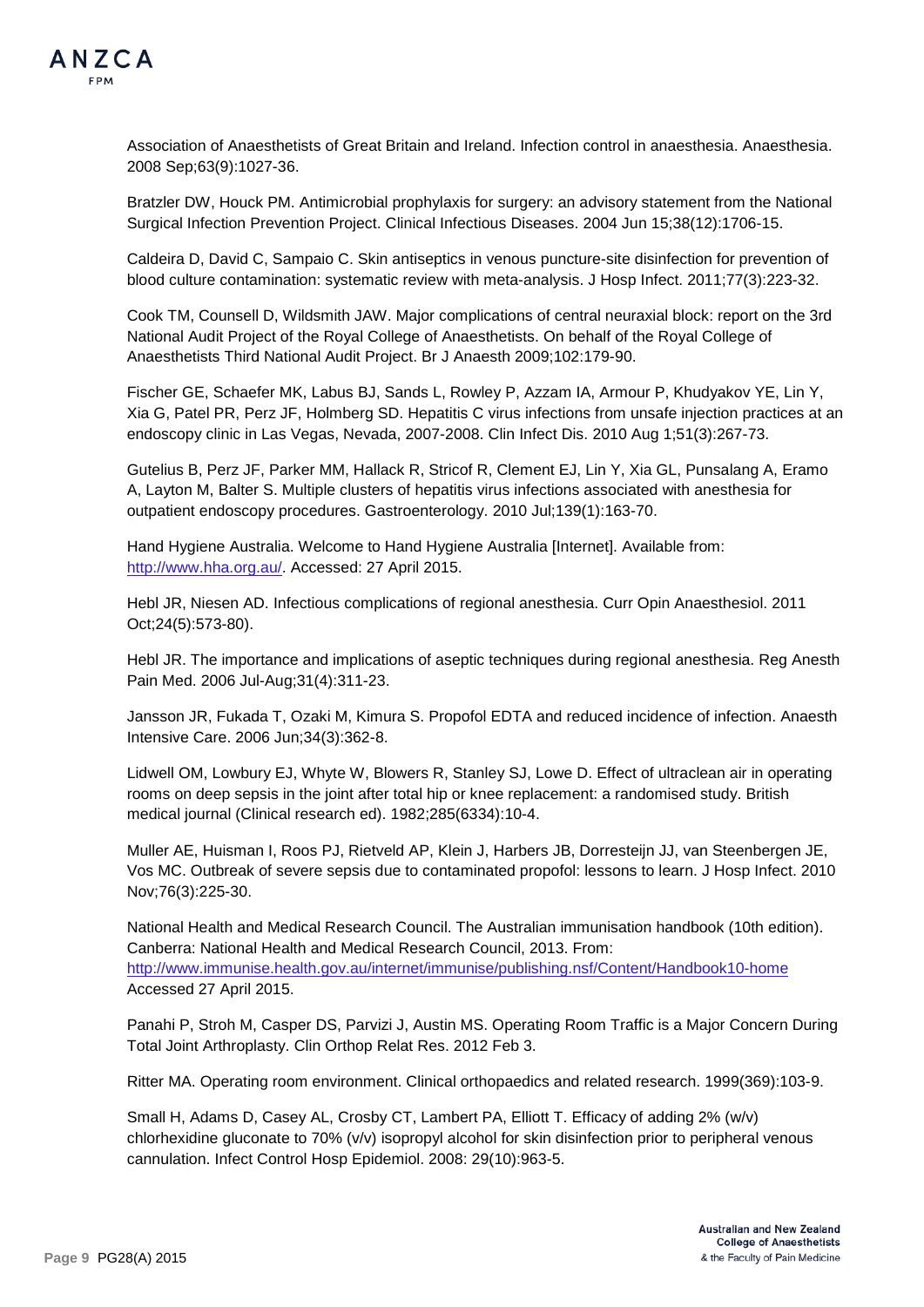Association of Anaesthetists of Great Britain and Ireland. Infection control in anaesthesia. Anaesthesia. 2008 Sep;63(9):1027-36.

Bratzler DW, Houck PM. Antimicrobial prophylaxis for surgery: an advisory statement from the National Surgical Infection Prevention Project. Clinical Infectious Diseases. 2004 Jun 15;38(12):1706-15.

Caldeira D, David C, Sampaio C. Skin antiseptics in venous puncture-site disinfection for prevention of blood culture contamination: systematic review with meta-analysis. J Hosp Infect. 2011;77(3):223-32.

Cook TM, Counsell D, Wildsmith JAW. Major complications of central neuraxial block: report on the 3rd National Audit Project of the Royal College of Anaesthetists. On behalf of the Royal College of Anaesthetists Third National Audit Project. Br J Anaesth 2009;102:179-90.

Fischer GE, Schaefer MK, Labus BJ, Sands L, Rowley P, Azzam IA, Armour P, Khudyakov YE, Lin Y, Xia G, Patel PR, Perz JF, Holmberg SD. Hepatitis C virus infections from unsafe injection practices at an endoscopy clinic in Las Vegas, Nevada, 2007-2008. Clin Infect Dis. 2010 Aug 1;51(3):267-73.

Gutelius B, Perz JF, Parker MM, Hallack R, Stricof R, Clement EJ, Lin Y, Xia GL, Punsalang A, Eramo A, Layton M, Balter S. Multiple clusters of hepatitis virus infections associated with anesthesia for outpatient endoscopy procedures. Gastroenterology. 2010 Jul;139(1):163-70.

Hand Hygiene Australia. Welcome to Hand Hygiene Australia [Internet]. Available from: http://www.hha.org.au/. Accessed: 27 April 2015.

Hebl JR, Niesen AD. Infectious complications of regional anesthesia. Curr Opin Anaesthesiol. 2011 Oct;24(5):573-80).

Hebl JR. The importance and implications of aseptic techniques during regional anesthesia. Reg Anesth Pain Med. 2006 Jul-Aug;31(4):311-23.

Jansson JR, Fukada T, Ozaki M, Kimura S. Propofol EDTA and reduced incidence of infection. Anaesth Intensive Care. 2006 Jun;34(3):362-8.

Lidwell OM, Lowbury EJ, Whyte W, Blowers R, Stanley SJ, Lowe D. Effect of ultraclean air in operating rooms on deep sepsis in the joint after total hip or knee replacement: a randomised study. British medical journal (Clinical research ed). 1982;285(6334):10-4.

Muller AE, Huisman I, Roos PJ, Rietveld AP, Klein J, Harbers JB, Dorresteijn JJ, van Steenbergen JE, Vos MC. Outbreak of severe sepsis due to contaminated propofol: lessons to learn. J Hosp Infect. 2010 Nov;76(3):225-30.

National Health and Medical Research Council. The Australian immunisation handbook (10th edition). Canberra: National Health and Medical Research Council, 2013. From: http://www.immunise.health.gov.au/internet/immunise/publishing.nsf/Content/Handbook10-home Accessed 27 April 2015.

Panahi P, Stroh M, Casper DS, Parvizi J, Austin MS. Operating Room Traffic is a Major Concern During Total Joint Arthroplasty. Clin Orthop Relat Res. 2012 Feb 3.

Ritter MA. Operating room environment. Clinical orthopaedics and related research. 1999(369):103-9.

Small H, Adams D, Casey AL, Crosby CT, Lambert PA, Elliott T. Efficacy of adding 2% (w/v) chlorhexidine gluconate to 70% (v/v) isopropyl alcohol for skin disinfection prior to peripheral venous cannulation. Infect Control Hosp Epidemiol. 2008: 29(10):963-5.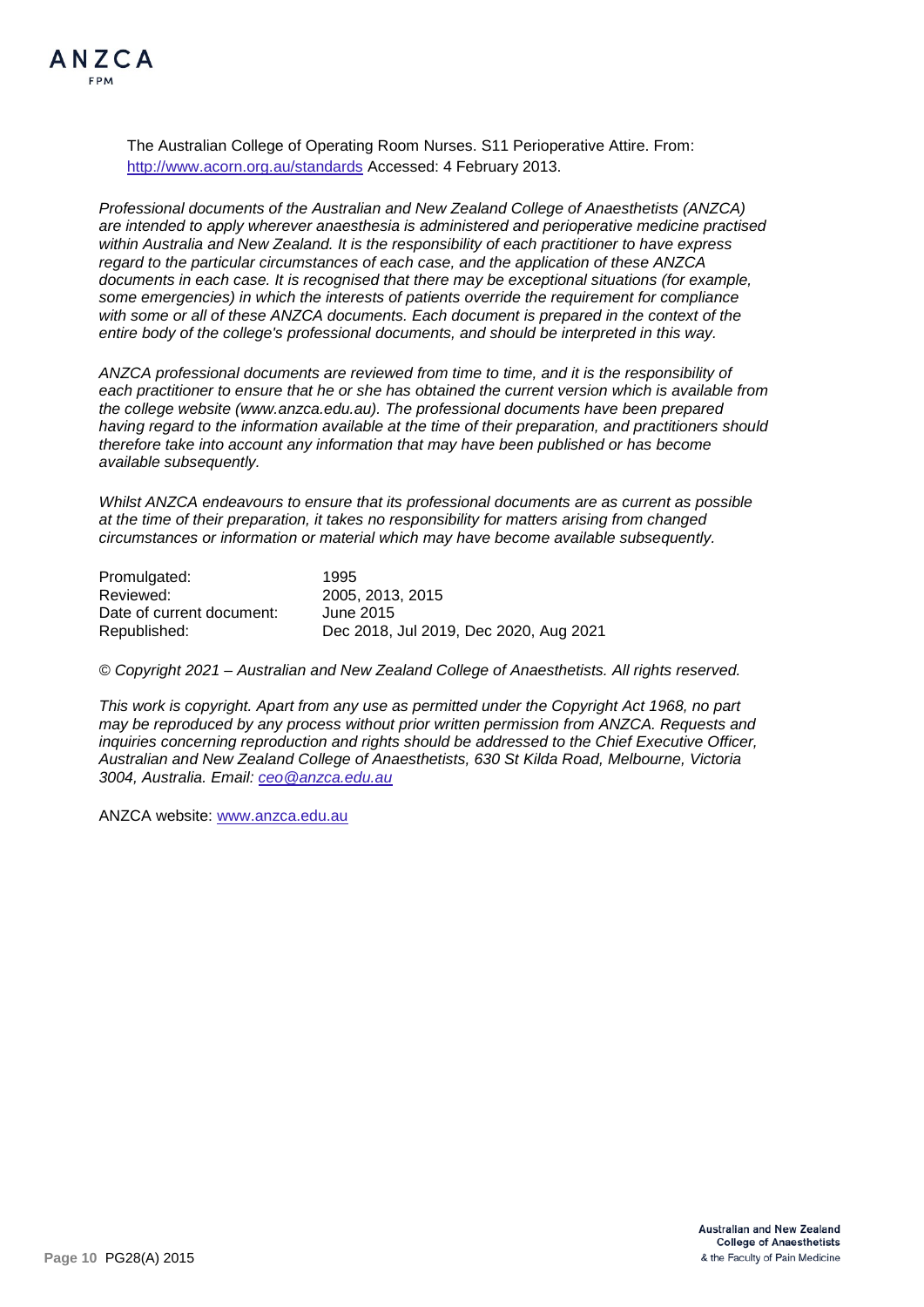The Australian College of Operating Room Nurses. S11 Perioperative Attire. From: http://www.acorn.org.au/standards Accessed: 4 February 2013.

*Professional documents of the Australian and New Zealand College of Anaesthetists (ANZCA) are intended to apply wherever anaesthesia is administered and perioperative medicine practised within Australia and New Zealand. It is the responsibility of each practitioner to have express regard to the particular circumstances of each case, and the application of these ANZCA documents in each case. It is recognised that there may be exceptional situations (for example, some emergencies) in which the interests of patients override the requirement for compliance with some or all of these ANZCA documents. Each document is prepared in the context of the entire body of the college's professional documents, and should be interpreted in this way.*

*ANZCA professional documents are reviewed from time to time, and it is the responsibility of each practitioner to ensure that he or she has obtained the current version which is available from the college website (www.anzca.edu.au). The professional documents have been prepared having regard to the information available at the time of their preparation, and practitioners should therefore take into account any information that may have been published or has become available subsequently.*

*Whilst ANZCA endeavours to ensure that its professional documents are as current as possible at the time of their preparation, it takes no responsibility for matters arising from changed circumstances or information or material which may have become available subsequently.*

| | |
|---|---|
| Promulgated: | 1995 |
| Reviewed: | 2005, 2013, 2015 |
| Date of current document: | June 2015 |
| Republished: | Dec 2018, Jul 2019, Dec 2020, Aug 2021 |

*© Copyright 2021 – Australian and New Zealand College of Anaesthetists. All rights reserved.*

*This work is copyright. Apart from any use as permitted under the Copyright Act 1968, no part may be reproduced by any process without prior written permission from ANZCA. Requests and inquiries concerning reproduction and rights should be addressed to the Chief Executive Officer, Australian and New Zealand College of Anaesthetists, 630 St Kilda Road, Melbourne, Victoria 3004, Australia. Email: ceo@anzca.edu.au*

ANZCA website: www.anzca.edu.au